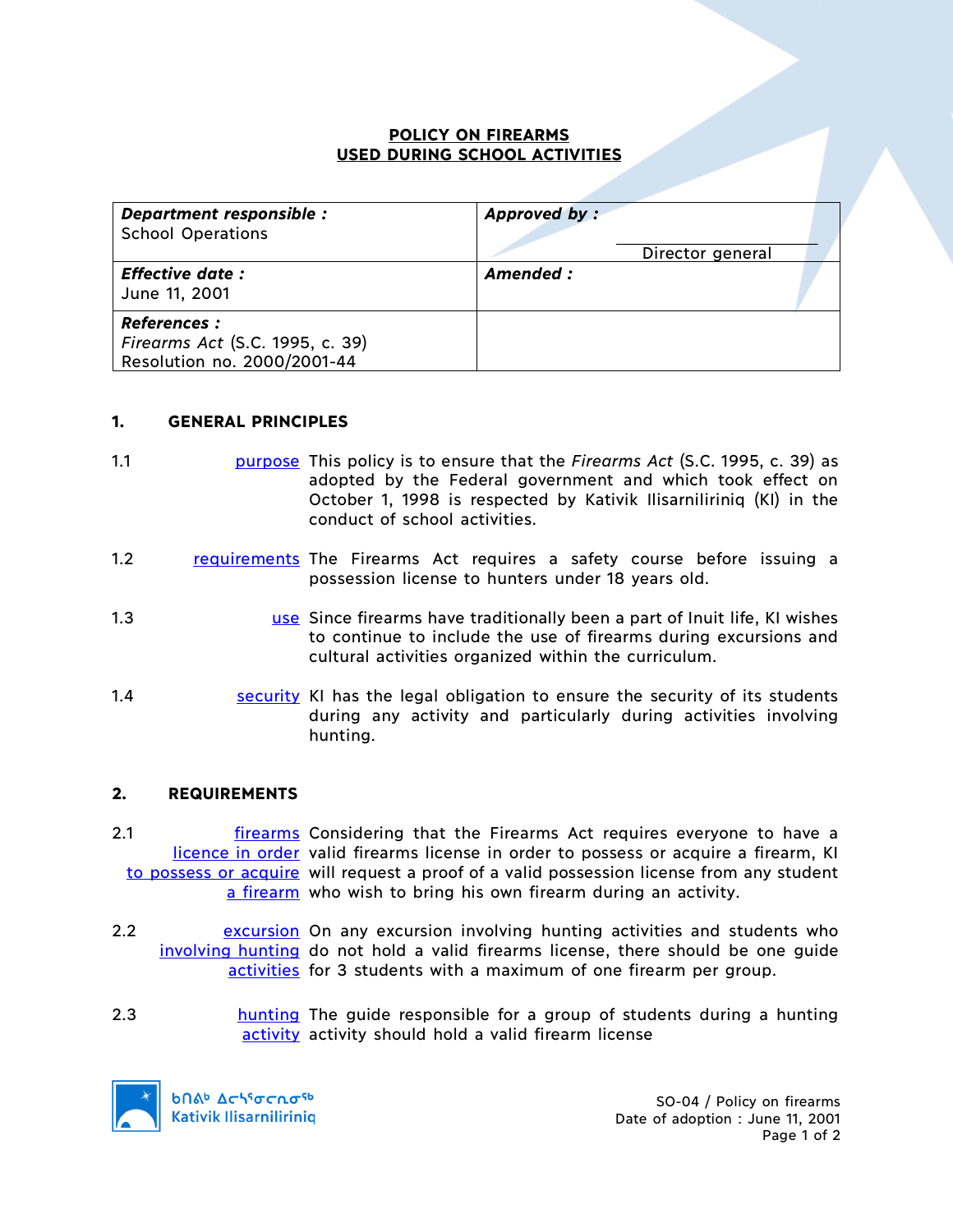# POLICY ON FIREARMS USED DURING SCHOOL ACTIVITIES

| **Department responsible :** School Operations | **Approved by :** Director general |
|---|---|
| **Effective date :** June 11, 2001 | **Amended :** |
| **References :** *Firearms Act* (S.C. 1995, c. 39) Resolution no. 2000/2001-44 | |

## 1. GENERAL PRINCIPLES

1.1 purpose — This policy is to ensure that the *Firearms Act* (S.C. 1995, c. 39) as adopted by the Federal government and which took effect on October 1, 1998 is respected by Kativik Ilisarniliriniq (KI) in the conduct of school activities.

1.2 requirements — The Firearms Act requires a safety course before issuing a possession license to hunters under 18 years old.

1.3 use — Since firearms have traditionally been a part of Inuit life, KI wishes to continue to include the use of firearms during excursions and cultural activities organized within the curriculum.

1.4 security — KI has the legal obligation to ensure the security of its students during any activity and particularly during activities involving hunting.

## 2. REQUIREMENTS

2.1 firearms licence in order to possess or acquire a firearm — Considering that the Firearms Act requires everyone to have a valid firearms license in order to possess or acquire a firearm, KI will request a proof of a valid possession license from any student who wish to bring his own firearm during an activity.

2.2 excursion involving hunting activities — On any excursion involving hunting activities and students who do not hold a valid firearms license, there should be one guide for 3 students with a maximum of one firearm per group.

2.3 hunting activity — The guide responsible for a group of students during a hunting activity should hold a valid firearm license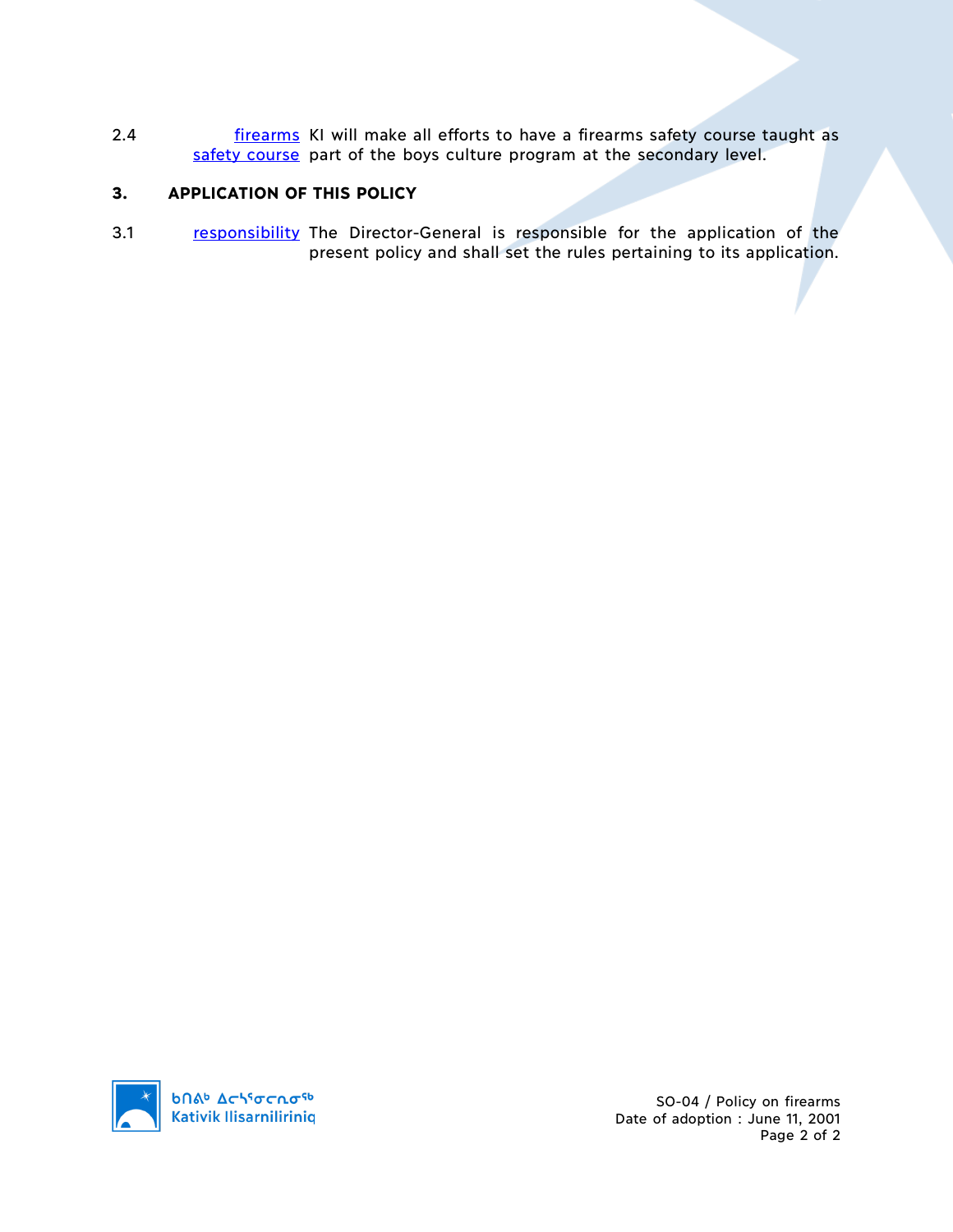2.4 firearms safety course — KI will make all efforts to have a firearms safety course taught as part of the boys culture program at the secondary level.

## 3. APPLICATION OF THIS POLICY

3.1 responsibility — The Director-General is responsible for the application of the present policy and shall set the rules pertaining to its application.